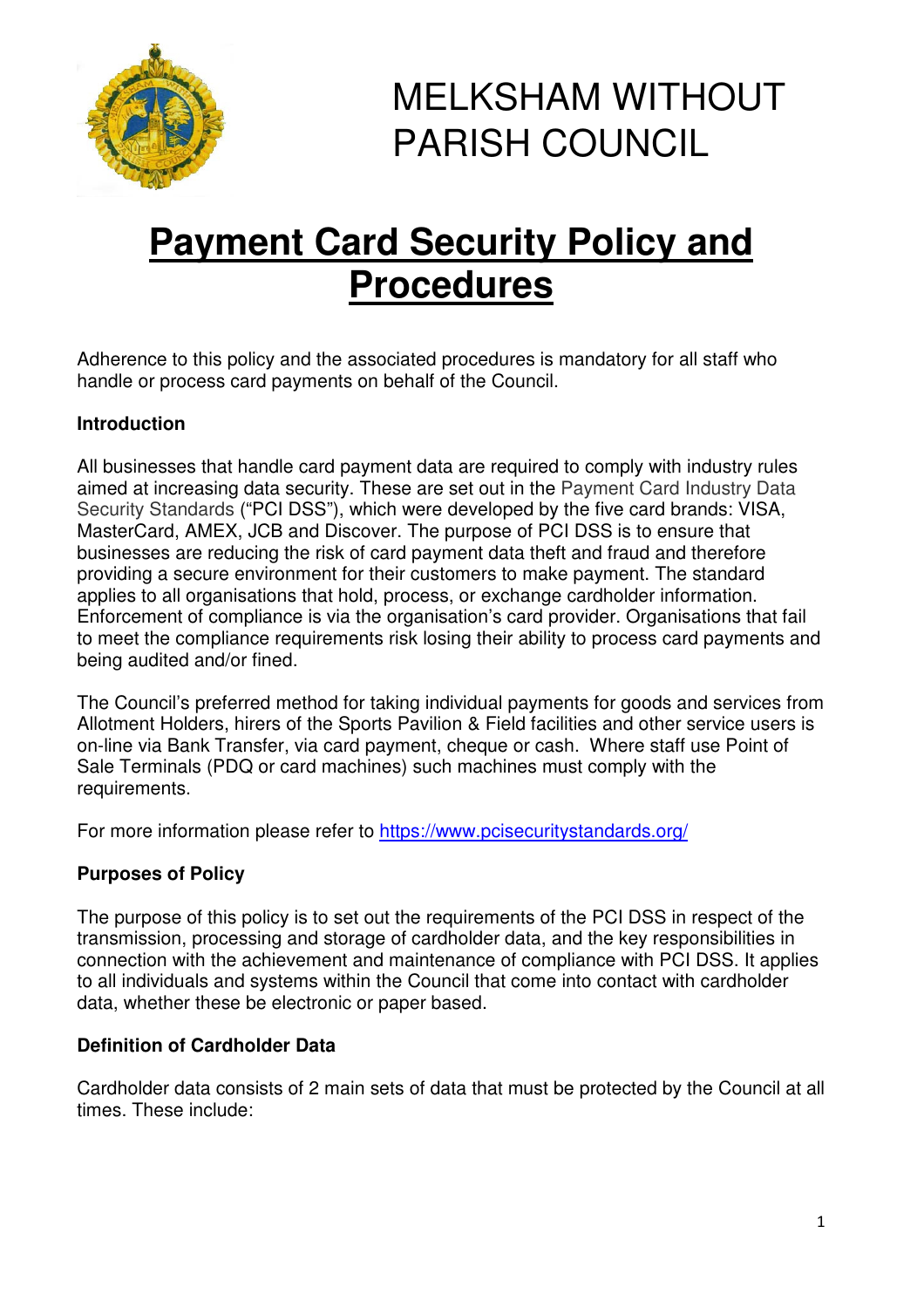# MELKSHAM WITHOUT PARISH COUNCIL

# Payment Card Security Policy and Procedures

Adherence to this policy and the associated procedures is mandatory for all staff who handle or process card payments on behalf of the Council.

**Introduction**

All businesses that handle card payment data are required to comply with industry rules aimed at increasing data security. These are set out in the Payment Card Industry Data Security Standards ("PCI DSS"), which were developed by the five card brands: VISA, MasterCard, AMEX, JCB and Discover. The purpose of PCI DSS is to ensure that businesses are reducing the risk of card payment data theft and fraud and therefore providing a secure environment for their customers to make payment. The standard applies to all organisations that hold, process, or exchange cardholder information. Enforcement of compliance is via the organisation's card provider. Organisations that fail to meet the compliance requirements risk losing their ability to process card payments and being audited and/or fined.

The Council's preferred method for taking individual payments for goods and services from Allotment Holders, hirers of the Sports Pavilion & Field facilities and other service users is on-line via Bank Transfer, via card payment, cheque or cash. Where staff use Point of Sale Terminals (PDQ or card machines) such machines must comply with the requirements.

For more information please refer to [https://www.pcisecuritystandards.org/](https://www.pcisecuritystandards.org/)

**Purposes of Policy**

The purpose of this policy is to set out the requirements of the PCI DSS in respect of the transmission, processing and storage of cardholder data, and the key responsibilities in connection with the achievement and maintenance of compliance with PCI DSS. It applies to all individuals and systems within the Council that come into contact with cardholder data, whether these be electronic or paper based.

**Definition of Cardholder Data**

Cardholder data consists of 2 main sets of data that must be protected by the Council at all times. These include: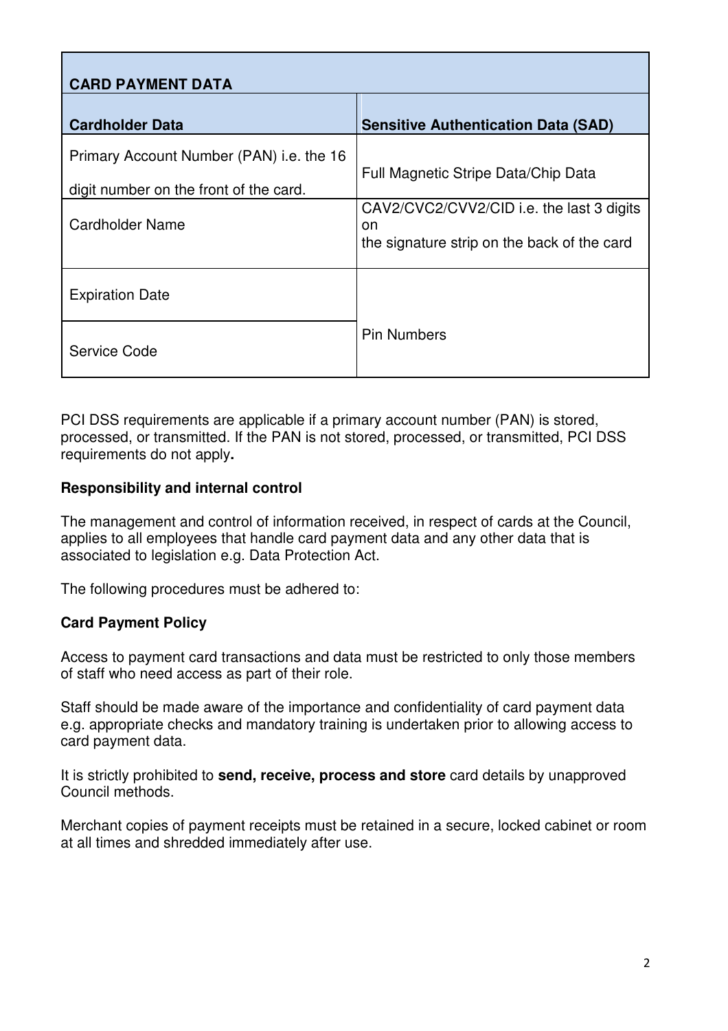| CARD PAYMENT DATA | |
|---|---|
| **Cardholder Data** | **Sensitive Authentication Data (SAD)** |
| Primary Account Number (PAN) i.e. the 16 digit number on the front of the card. | Full Magnetic Stripe Data/Chip Data |
| Cardholder Name | CAV2/CVC2/CVV2/CID i.e. the last 3 digits on the signature strip on the back of the card |
| Expiration Date | Pin Numbers |
| Service Code | |

PCI DSS requirements are applicable if a primary account number (PAN) is stored, processed, or transmitted. If the PAN is not stored, processed, or transmitted, PCI DSS requirements do not apply**.**

**Responsibility and internal control**

The management and control of information received, in respect of cards at the Council, applies to all employees that handle card payment data and any other data that is associated to legislation e.g. Data Protection Act.

The following procedures must be adhered to:

**Card Payment Policy**

Access to payment card transactions and data must be restricted to only those members of staff who need access as part of their role.

Staff should be made aware of the importance and confidentiality of card payment data e.g. appropriate checks and mandatory training is undertaken prior to allowing access to card payment data.

It is strictly prohibited to **send, receive, process and store** card details by unapproved Council methods.

Merchant copies of payment receipts must be retained in a secure, locked cabinet or room at all times and shredded immediately after use.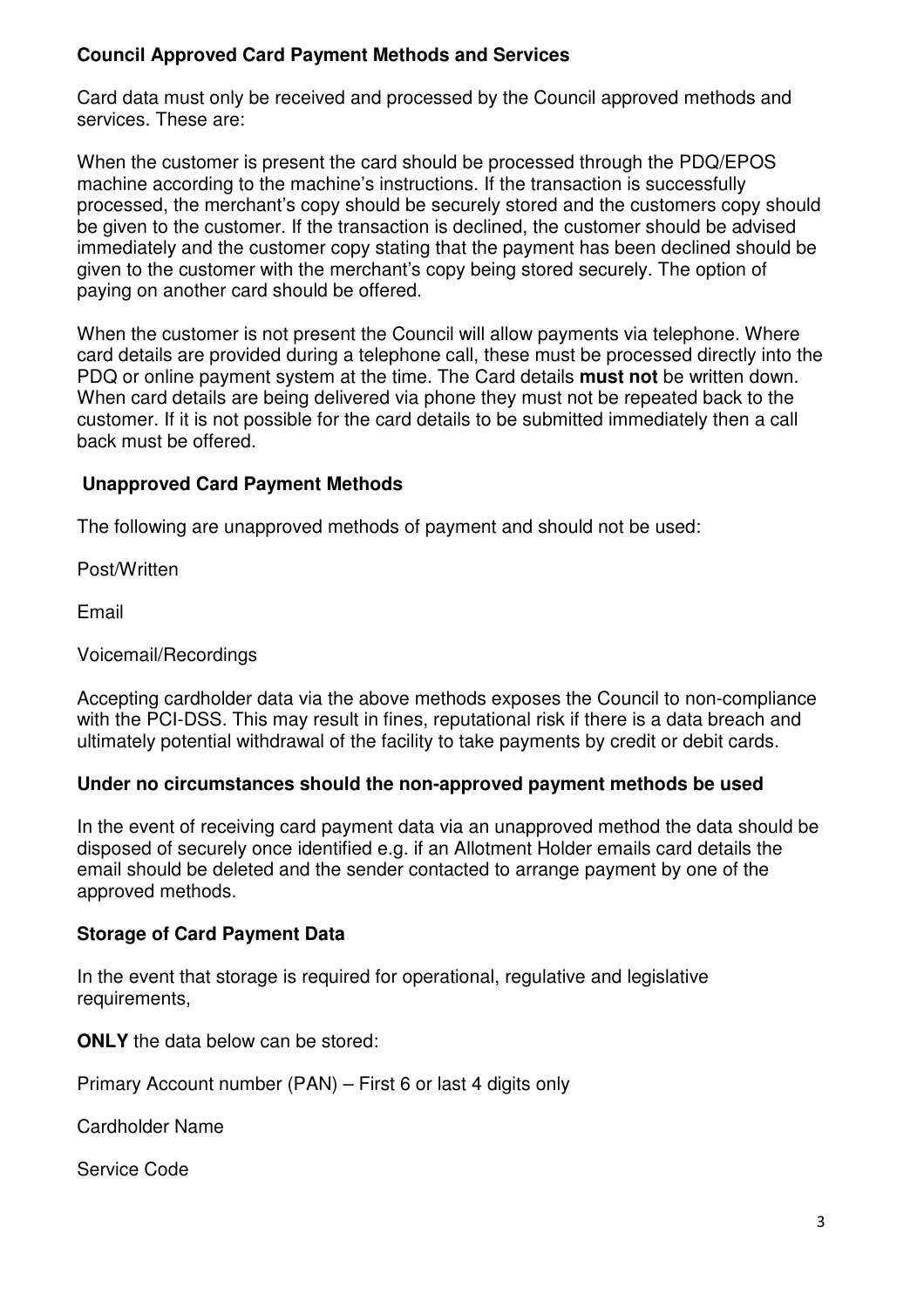**Council Approved Card Payment Methods and Services**

Card data must only be received and processed by the Council approved methods and services. These are:

When the customer is present the card should be processed through the PDQ/EPOS machine according to the machine's instructions. If the transaction is successfully processed, the merchant's copy should be securely stored and the customers copy should be given to the customer. If the transaction is declined, the customer should be advised immediately and the customer copy stating that the payment has been declined should be given to the customer with the merchant's copy being stored securely. The option of paying on another card should be offered.

When the customer is not present the Council will allow payments via telephone. Where card details are provided during a telephone call, these must be processed directly into the PDQ or online payment system at the time. The Card details **must not** be written down. When card details are being delivered via phone they must not be repeated back to the customer. If it is not possible for the card details to be submitted immediately then a call back must be offered.

**Unapproved Card Payment Methods**

The following are unapproved methods of payment and should not be used:

Post/Written

Email

Voicemail/Recordings

Accepting cardholder data via the above methods exposes the Council to non-compliance with the PCI-DSS. This may result in fines, reputational risk if there is a data breach and ultimately potential withdrawal of the facility to take payments by credit or debit cards.

**Under no circumstances should the non-approved payment methods be used**

In the event of receiving card payment data via an unapproved method the data should be disposed of securely once identified e.g. if an Allotment Holder emails card details the email should be deleted and the sender contacted to arrange payment by one of the approved methods.

**Storage of Card Payment Data**

In the event that storage is required for operational, regulative and legislative requirements,

**ONLY** the data below can be stored:

Primary Account number (PAN) – First 6 or last 4 digits only

Cardholder Name

Service Code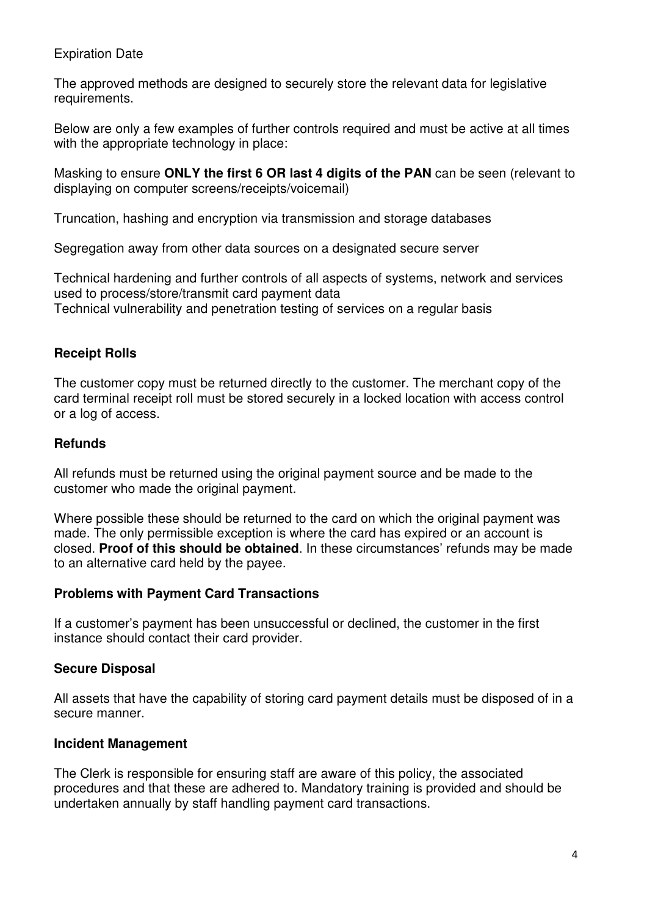Expiration Date

The approved methods are designed to securely store the relevant data for legislative requirements.

Below are only a few examples of further controls required and must be active at all times with the appropriate technology in place:

Masking to ensure **ONLY the first 6 OR last 4 digits of the PAN** can be seen (relevant to displaying on computer screens/receipts/voicemail)

Truncation, hashing and encryption via transmission and storage databases

Segregation away from other data sources on a designated secure server

Technical hardening and further controls of all aspects of systems, network and services used to process/store/transmit card payment data
Technical vulnerability and penetration testing of services on a regular basis

### Receipt Rolls

The customer copy must be returned directly to the customer. The merchant copy of the card terminal receipt roll must be stored securely in a locked location with access control or a log of access.

### Refunds

All refunds must be returned using the original payment source and be made to the customer who made the original payment.

Where possible these should be returned to the card on which the original payment was made. The only permissible exception is where the card has expired or an account is closed. **Proof of this should be obtained**. In these circumstances' refunds may be made to an alternative card held by the payee.

### Problems with Payment Card Transactions

If a customer's payment has been unsuccessful or declined, the customer in the first instance should contact their card provider.

### Secure Disposal

All assets that have the capability of storing card payment details must be disposed of in a secure manner.

### Incident Management

The Clerk is responsible for ensuring staff are aware of this policy, the associated procedures and that these are adhered to. Mandatory training is provided and should be undertaken annually by staff handling payment card transactions.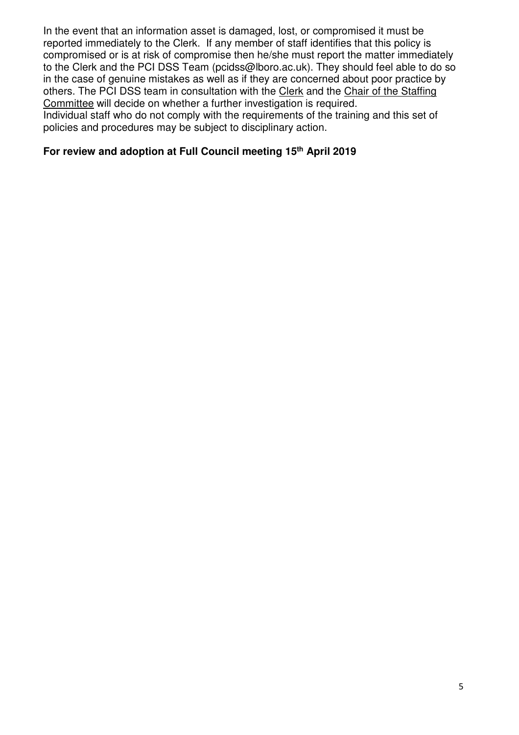In the event that an information asset is damaged, lost, or compromised it must be reported immediately to the Clerk. If any member of staff identifies that this policy is compromised or is at risk of compromise then he/she must report the matter immediately to the Clerk and the PCI DSS Team (pcidss@lboro.ac.uk). They should feel able to do so in the case of genuine mistakes as well as if they are concerned about poor practice by others. The PCI DSS team in consultation with the Clerk and the Chair of the Staffing Committee will decide on whether a further investigation is required.
Individual staff who do not comply with the requirements of the training and this set of policies and procedures may be subject to disciplinary action.

**For review and adoption at Full Council meeting 15th April 2019**